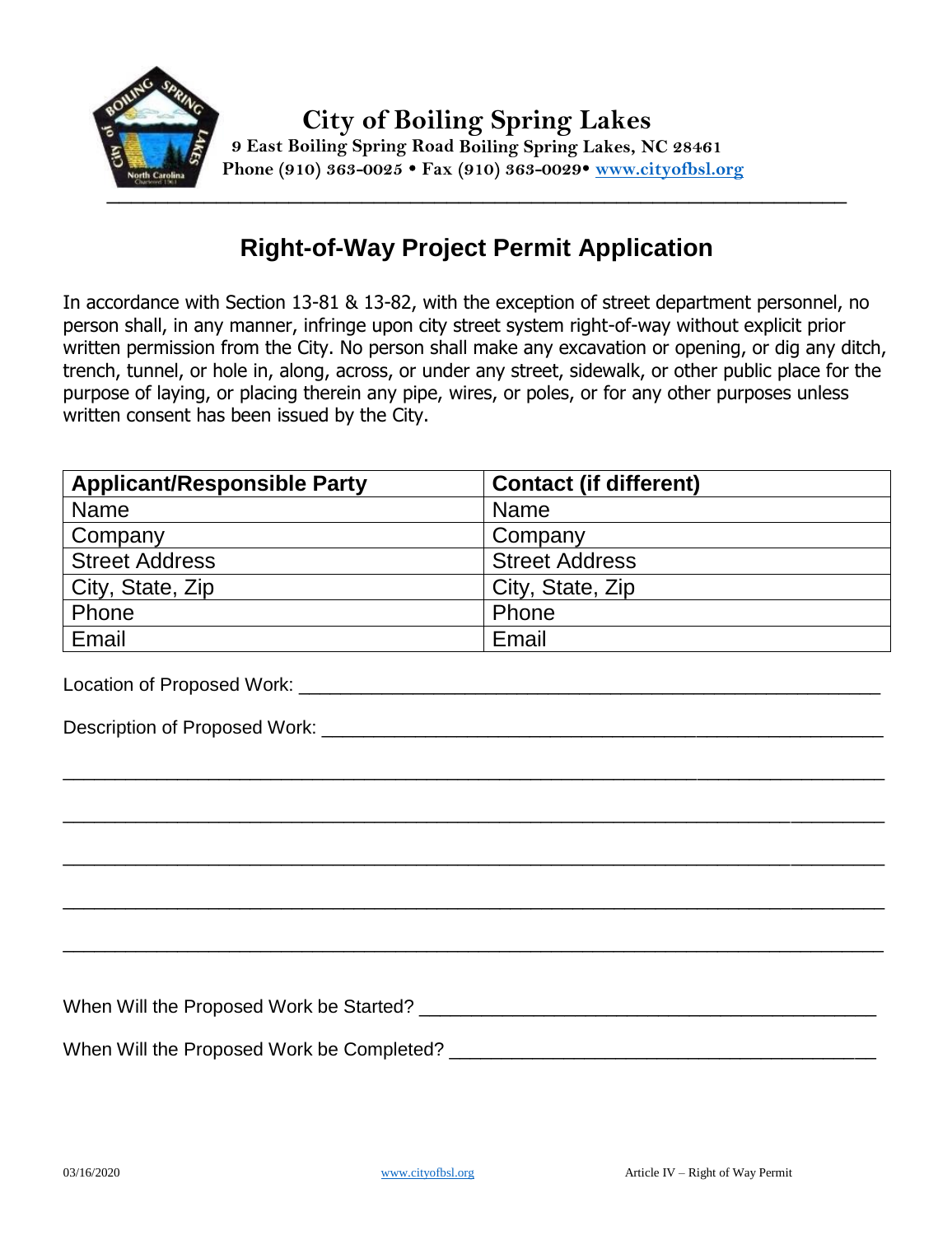**City of Boiling Spring Lakes**
**9 East Boiling Spring Road Boiling Spring Lakes, NC 28461**
**Phone (910) 363-0025 • Fax (910) 363-0029• www.cityofbsl.org**

# Right-of-Way Project Permit Application

In accordance with Section 13-81 & 13-82, with the exception of street department personnel, no person shall, in any manner, infringe upon city street system right-of-way without explicit prior written permission from the City. No person shall make any excavation or opening, or dig any ditch, trench, tunnel, or hole in, along, across, or under any street, sidewalk, or other public place for the purpose of laying, or placing therein any pipe, wires, or poles, or for any other purposes unless written consent has been issued by the City.

| **Applicant/Responsible Party** | **Contact (if different)** |
|---|---|
| Name | Name |
| Company | Company |
| Street Address | Street Address |
| City, State, Zip | City, State, Zip |
| Phone | Phone |
| Email | Email |

Location of Proposed Work: ___________________________________________________________

Description of Proposed Work: _________________________________________________________

_____________________________________________________________________________________

_____________________________________________________________________________________

_____________________________________________________________________________________

_____________________________________________________________________________________

_____________________________________________________________________________________

When Will the Proposed Work be Started? ________________________________________________

When Will the Proposed Work be Completed? _____________________________________________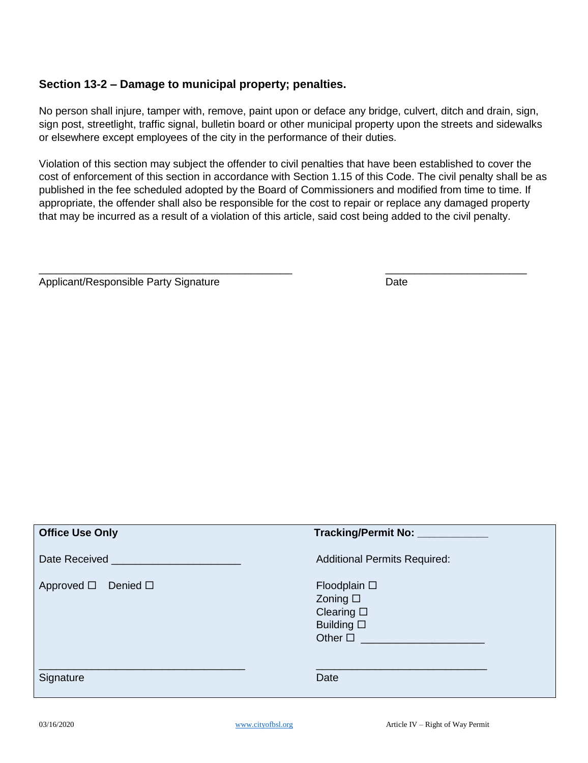### Section 13-2 – Damage to municipal property; penalties.

No person shall injure, tamper with, remove, paint upon or deface any bridge, culvert, ditch and drain, sign, sign post, streetlight, traffic signal, bulletin board or other municipal property upon the streets and sidewalks or elsewhere except employees of the city in the performance of their duties.

Violation of this section may subject the offender to civil penalties that have been established to cover the cost of enforcement of this section in accordance with Section 1.15 of this Code. The civil penalty shall be as published in the fee scheduled adopted by the Board of Commissioners and modified from time to time. If appropriate, the offender shall also be responsible for the cost to repair or replace any damaged property that may be incurred as a result of a violation of this article, said cost being added to the civil penalty.

_____________________________________________ Applicant/Responsible Party Signature

_________________________ Date

| | |
|---|---|
| **Office Use Only** | **Tracking/Permit No:** ____________ |
| Date Received ______________________ | Additional Permits Required: |
| Approved ☐ Denied ☐ | Floodplain ☐<br>Zoning ☐<br>Clearing ☐<br>Building ☐<br>Other ☐ _____________________ |
| ___________________________________<br>Signature | _____________________________<br>Date |